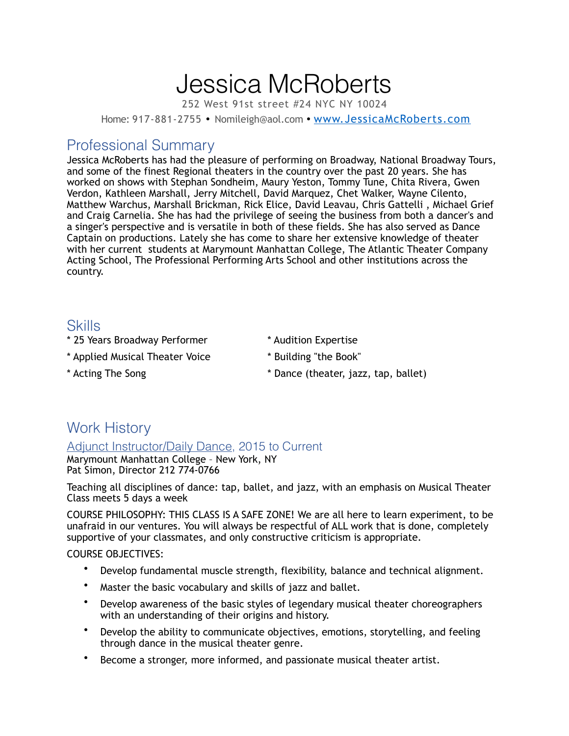# Jessica McRoberts

252 West 91st street #24 NYC NY 10024

Home: 917-881-2755 • Nomileigh@aol.com • [www.JessicaMcRoberts.com](http://www.JessicaMcRoberts.com)

## Professional Summary

Jessica McRoberts has had the pleasure of performing on Broadway, National Broadway Tours, and some of the finest Regional theaters in the country over the past 20 years. She has worked on shows with Stephan Sondheim, Maury Yeston, Tommy Tune, Chita Rivera, Gwen Verdon, Kathleen Marshall, Jerry Mitchell, David Marquez, Chet Walker, Wayne Cilento, Matthew Warchus, Marshall Brickman, Rick Elice, David Leavau, Chris Gattelli , Michael Grief and Craig Carnelia. She has had the privilege of seeing the business from both a dancer's and a singer's perspective and is versatile in both of these fields. She has also served as Dance Captain on productions. Lately she has come to share her extensive knowledge of theater with her current students at Marymount Manhattan College, The Atlantic Theater Company Acting School, The Professional Performing Arts School and other institutions across the country.

## Skills

* 25 Years Broadway Performer
* Applied Musical Theater Voice
* Acting The Song
* Audition Expertise
* Building "the Book"
* Dance (theater, jazz, tap, ballet)

## Work History

### Adjunct Instructor/Daily Dance, 2015 to Current

Marymount Manhattan College – New York, NY
Pat Simon, Director 212 774-0766

Teaching all disciplines of dance: tap, ballet, and jazz, with an emphasis on Musical Theater
Class meets 5 days a week

COURSE PHILOSOPHY: THIS CLASS IS A SAFE ZONE! We are all here to learn experiment, to be unafraid in our ventures. You will always be respectful of ALL work that is done, completely supportive of your classmates, and only constructive criticism is appropriate.

COURSE OBJECTIVES:

- Develop fundamental muscle strength, flexibility, balance and technical alignment.
- Master the basic vocabulary and skills of jazz and ballet.
- Develop awareness of the basic styles of legendary musical theater choreographers with an understanding of their origins and history.
- Develop the ability to communicate objectives, emotions, storytelling, and feeling through dance in the musical theater genre.
- Become a stronger, more informed, and passionate musical theater artist.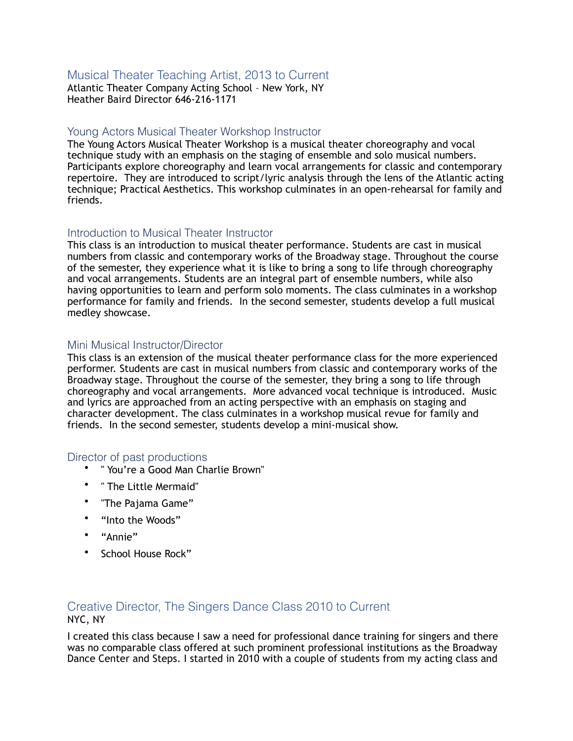## Musical Theater Teaching Artist, 2013 to Current

Atlantic Theater Company Acting School – New York, NY
Heather Baird Director 646-216-1171

### Young Actors Musical Theater Workshop Instructor

The Young Actors Musical Theater Workshop is a musical theater choreography and vocal technique study with an emphasis on the staging of ensemble and solo musical numbers. Participants explore choreography and learn vocal arrangements for classic and contemporary repertoire. They are introduced to script/lyric analysis through the lens of the Atlantic acting technique; Practical Aesthetics. This workshop culminates in an open-rehearsal for family and friends.

### Introduction to Musical Theater Instructor

This class is an introduction to musical theater performance. Students are cast in musical numbers from classic and contemporary works of the Broadway stage. Throughout the course of the semester, they experience what it is like to bring a song to life through choreography and vocal arrangements. Students are an integral part of ensemble numbers, while also having opportunities to learn and perform solo moments. The class culminates in a workshop performance for family and friends. In the second semester, students develop a full musical medley showcase.

### Mini Musical Instructor/Director

This class is an extension of the musical theater performance class for the more experienced performer. Students are cast in musical numbers from classic and contemporary works of the Broadway stage. Throughout the course of the semester, they bring a song to life through choreography and vocal arrangements. More advanced vocal technique is introduced. Music and lyrics are approached from an acting perspective with an emphasis on staging and character development. The class culminates in a workshop musical revue for family and friends. In the second semester, students develop a mini-musical show.

### Director of past productions

- " You're a Good Man Charlie Brown"
- " The Little Mermaid"
- "The Pajama Game"
- "Into the Woods"
- "Annie"
- School House Rock"

## Creative Director, The Singers Dance Class 2010 to Current

NYC, NY

I created this class because I saw a need for professional dance training for singers and there was no comparable class offered at such prominent professional institutions as the Broadway Dance Center and Steps. I started in 2010 with a couple of students from my acting class and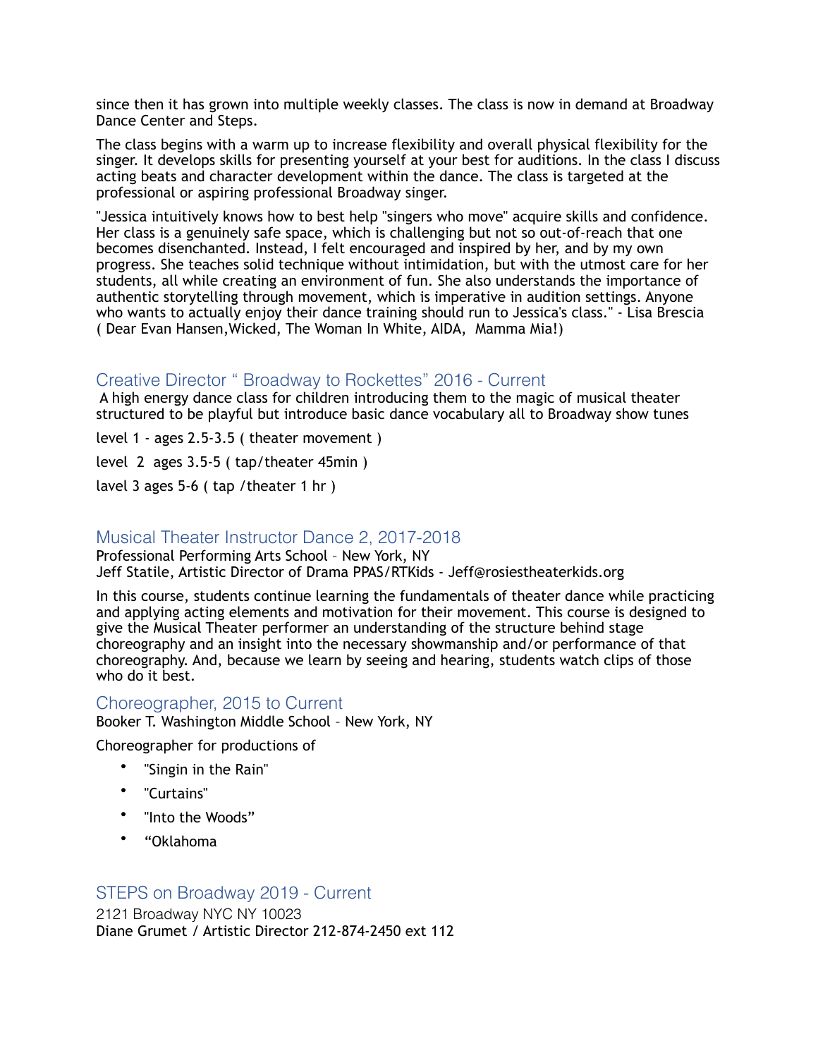since then it has grown into multiple weekly classes. The class is now in demand at Broadway Dance Center and Steps.

The class begins with a warm up to increase flexibility and overall physical flexibility for the singer. It develops skills for presenting yourself at your best for auditions. In the class I discuss acting beats and character development within the dance. The class is targeted at the professional or aspiring professional Broadway singer.

"Jessica intuitively knows how to best help "singers who move" acquire skills and confidence. Her class is a genuinely safe space, which is challenging but not so out-of-reach that one becomes disenchanted. Instead, I felt encouraged and inspired by her, and by my own progress. She teaches solid technique without intimidation, but with the utmost care for her students, all while creating an environment of fun. She also understands the importance of authentic storytelling through movement, which is imperative in audition settings. Anyone who wants to actually enjoy their dance training should run to Jessica's class." - Lisa Brescia ( Dear Evan Hansen,Wicked, The Woman In White, AIDA, Mamma Mia!)

## Creative Director " Broadway to Rockettes" 2016 - Current

A high energy dance class for children introducing them to the magic of musical theater structured to be playful but introduce basic dance vocabulary all to Broadway show tunes

level 1 - ages 2.5-3.5 ( theater movement )

level 2 ages 3.5-5 ( tap/theater 45min )

lavel 3 ages 5-6 ( tap /theater 1 hr )

## Musical Theater Instructor Dance 2, 2017-2018

Professional Performing Arts School – New York, NY
Jeff Statile, Artistic Director of Drama PPAS/RTKids - Jeff@rosiestheaterkids.org

In this course, students continue learning the fundamentals of theater dance while practicing and applying acting elements and motivation for their movement. This course is designed to give the Musical Theater performer an understanding of the structure behind stage choreography and an insight into the necessary showmanship and/or performance of that choreography. And, because we learn by seeing and hearing, students watch clips of those who do it best.

## Choreographer, 2015 to Current

Booker T. Washington Middle School – New York, NY

Choreographer for productions of

- "Singin in the Rain"
- "Curtains"
- "Into the Woods"
- "Oklahoma

## STEPS on Broadway 2019 - Current

2121 Broadway NYC NY 10023
Diane Grumet / Artistic Director 212-874-2450 ext 112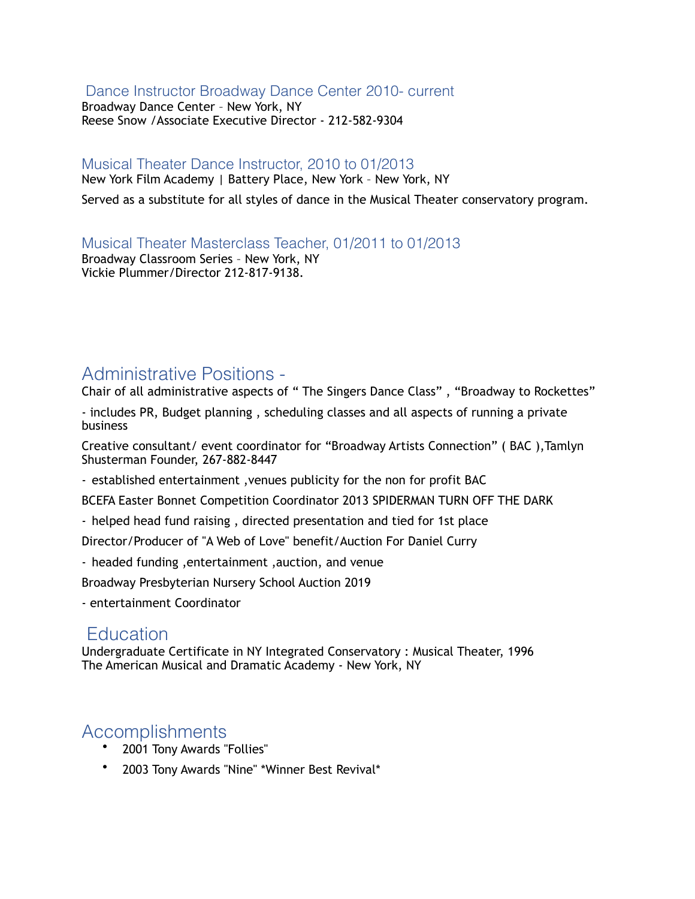### Dance Instructor Broadway Dance Center 2010- current
Broadway Dance Center – New York, NY
Reese Snow /Associate Executive Director - 212-582-9304

### Musical Theater Dance Instructor, 2010 to 01/2013
New York Film Academy | Battery Place, New York – New York, NY

Served as a substitute for all styles of dance in the Musical Theater conservatory program.

### Musical Theater Masterclass Teacher, 01/2011 to 01/2013
Broadway Classroom Series – New York, NY
Vickie Plummer/Director 212-817-9138.

## Administrative Positions -

Chair of all administrative aspects of " The Singers Dance Class" , "Broadway to Rockettes"

- includes PR, Budget planning , scheduling classes and all aspects of running a private business

Creative consultant/ event coordinator for "Broadway Artists Connection" ( BAC ),Tamlyn Shusterman Founder, 267-882-8447

- established entertainment ,venues publicity for the non for profit BAC

BCEFA Easter Bonnet Competition Coordinator 2013 SPIDERMAN TURN OFF THE DARK

- helped head fund raising , directed presentation and tied for 1st place

Director/Producer of "A Web of Love" benefit/Auction For Daniel Curry

- headed funding ,entertainment ,auction, and venue

Broadway Presbyterian Nursery School Auction 2019

- entertainment Coordinator

## Education

Undergraduate Certificate in NY Integrated Conservatory : Musical Theater, 1996
The American Musical and Dramatic Academy - New York, NY

## Accomplishments

- 2001 Tony Awards "Follies"
- 2003 Tony Awards "Nine" *Winner Best Revival*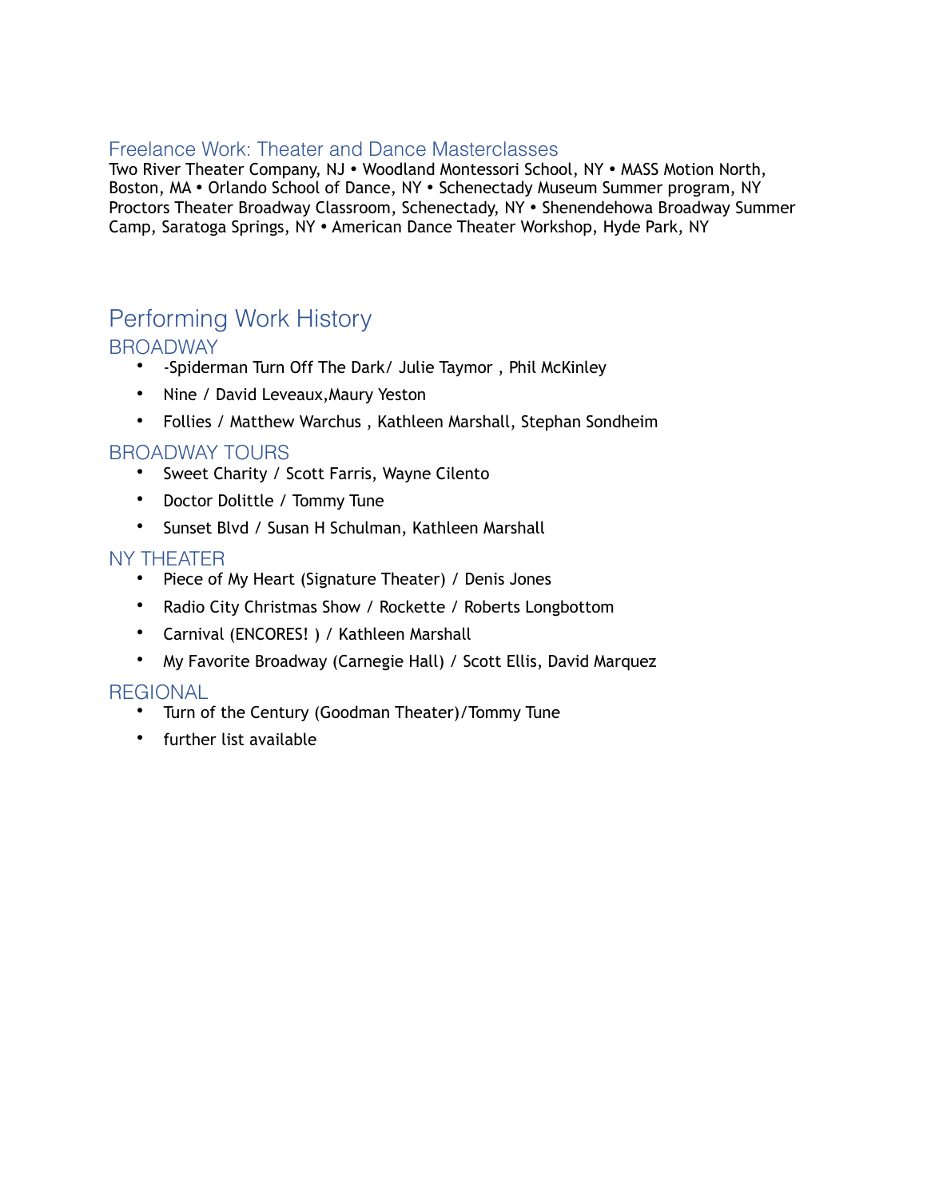### Freelance Work: Theater and Dance Masterclasses

Two River Theater Company, NJ • Woodland Montessori School, NY • MASS Motion North, Boston, MA • Orlando School of Dance, NY • Schenectady Museum Summer program, NY Proctors Theater Broadway Classroom, Schenectady, NY • Shenendehowa Broadway Summer Camp, Saratoga Springs, NY • American Dance Theater Workshop, Hyde Park, NY

## Performing Work History

### BROADWAY

- -Spiderman Turn Off The Dark/ Julie Taymor , Phil McKinley
- Nine / David Leveaux,Maury Yeston
- Follies / Matthew Warchus , Kathleen Marshall, Stephan Sondheim

### BROADWAY TOURS

- Sweet Charity / Scott Farris, Wayne Cilento
- Doctor Dolittle / Tommy Tune
- Sunset Blvd / Susan H Schulman, Kathleen Marshall

### NY THEATER

- Piece of My Heart (Signature Theater) / Denis Jones
- Radio City Christmas Show / Rockette / Roberts Longbottom
- Carnival (ENCORES! ) / Kathleen Marshall
- My Favorite Broadway (Carnegie Hall) / Scott Ellis, David Marquez

### REGIONAL

- Turn of the Century (Goodman Theater)/Tommy Tune
- further list available